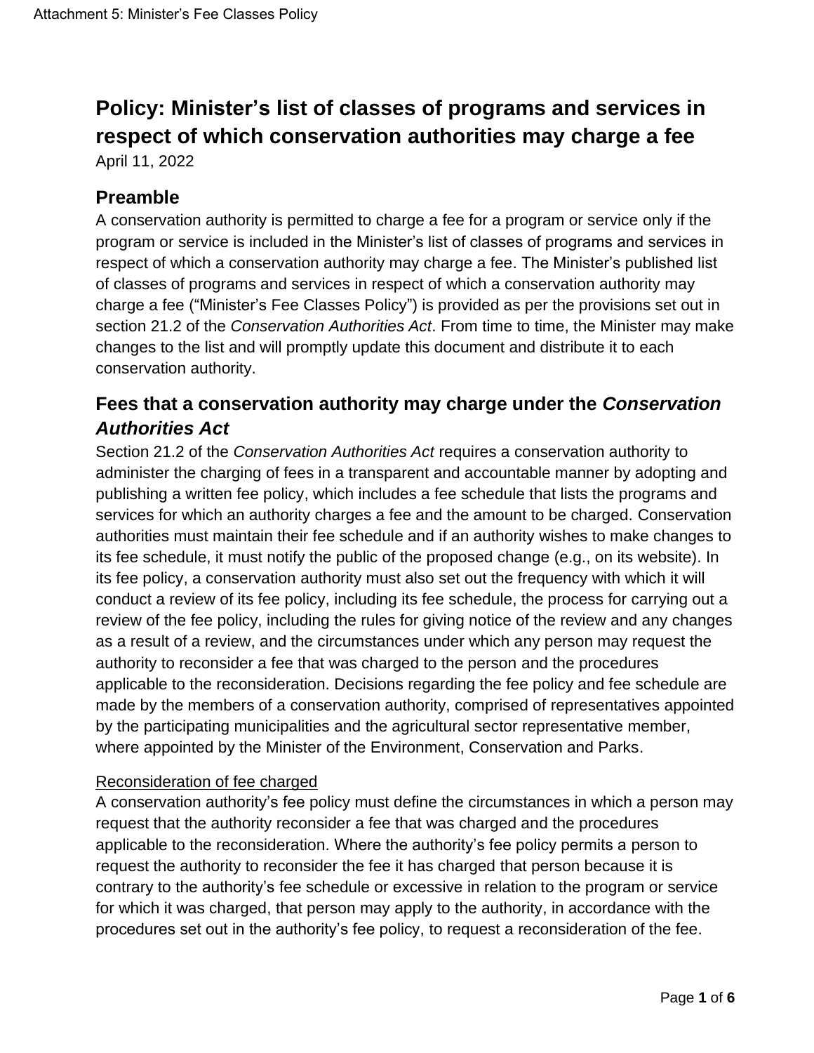# Policy: Minister's list of classes of programs and services in respect of which conservation authorities may charge a fee

April 11, 2022

## Preamble

A conservation authority is permitted to charge a fee for a program or service only if the program or service is included in the Minister's list of classes of programs and services in respect of which a conservation authority may charge a fee. The Minister's published list of classes of programs and services in respect of which a conservation authority may charge a fee ("Minister's Fee Classes Policy") is provided as per the provisions set out in section 21.2 of the *Conservation Authorities Act*. From time to time, the Minister may make changes to the list and will promptly update this document and distribute it to each conservation authority.

## Fees that a conservation authority may charge under the *Conservation Authorities Act*

Section 21.2 of the *Conservation Authorities Act* requires a conservation authority to administer the charging of fees in a transparent and accountable manner by adopting and publishing a written fee policy, which includes a fee schedule that lists the programs and services for which an authority charges a fee and the amount to be charged. Conservation authorities must maintain their fee schedule and if an authority wishes to make changes to its fee schedule, it must notify the public of the proposed change (e.g., on its website). In its fee policy, a conservation authority must also set out the frequency with which it will conduct a review of its fee policy, including its fee schedule, the process for carrying out a review of the fee policy, including the rules for giving notice of the review and any changes as a result of a review, and the circumstances under which any person may request the authority to reconsider a fee that was charged to the person and the procedures applicable to the reconsideration. Decisions regarding the fee policy and fee schedule are made by the members of a conservation authority, comprised of representatives appointed by the participating municipalities and the agricultural sector representative member, where appointed by the Minister of the Environment, Conservation and Parks.

### Reconsideration of fee charged

A conservation authority's fee policy must define the circumstances in which a person may request that the authority reconsider a fee that was charged and the procedures applicable to the reconsideration. Where the authority's fee policy permits a person to request the authority to reconsider the fee it has charged that person because it is contrary to the authority's fee schedule or excessive in relation to the program or service for which it was charged, that person may apply to the authority, in accordance with the procedures set out in the authority's fee policy, to request a reconsideration of the fee.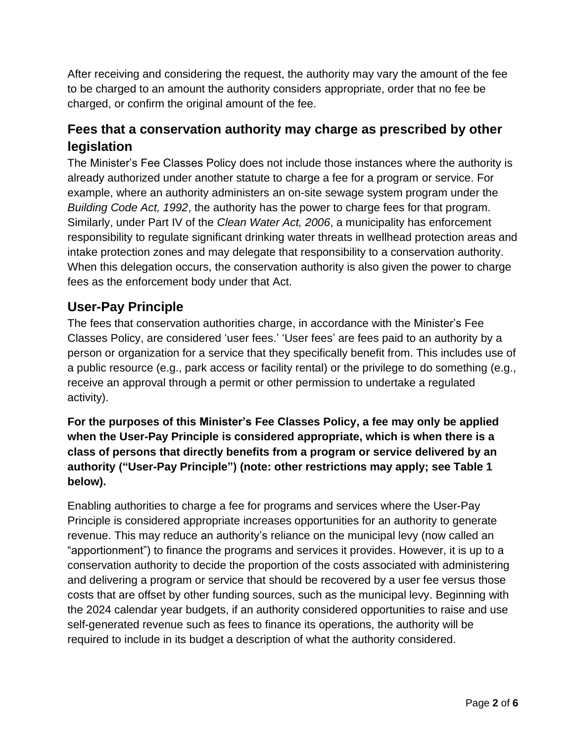After receiving and considering the request, the authority may vary the amount of the fee to be charged to an amount the authority considers appropriate, order that no fee be charged, or confirm the original amount of the fee.

## Fees that a conservation authority may charge as prescribed by other legislation

The Minister's Fee Classes Policy does not include those instances where the authority is already authorized under another statute to charge a fee for a program or service. For example, where an authority administers an on-site sewage system program under the *Building Code Act, 1992*, the authority has the power to charge fees for that program. Similarly, under Part IV of the *Clean Water Act, 2006*, a municipality has enforcement responsibility to regulate significant drinking water threats in wellhead protection areas and intake protection zones and may delegate that responsibility to a conservation authority. When this delegation occurs, the conservation authority is also given the power to charge fees as the enforcement body under that Act.

## User-Pay Principle

The fees that conservation authorities charge, in accordance with the Minister's Fee Classes Policy, are considered 'user fees.' 'User fees' are fees paid to an authority by a person or organization for a service that they specifically benefit from. This includes use of a public resource (e.g., park access or facility rental) or the privilege to do something (e.g., receive an approval through a permit or other permission to undertake a regulated activity).

**For the purposes of this Minister's Fee Classes Policy, a fee may only be applied when the User-Pay Principle is considered appropriate, which is when there is a class of persons that directly benefits from a program or service delivered by an authority ("User-Pay Principle") (note: other restrictions may apply; see Table 1 below).**

Enabling authorities to charge a fee for programs and services where the User-Pay Principle is considered appropriate increases opportunities for an authority to generate revenue. This may reduce an authority's reliance on the municipal levy (now called an "apportionment") to finance the programs and services it provides. However, it is up to a conservation authority to decide the proportion of the costs associated with administering and delivering a program or service that should be recovered by a user fee versus those costs that are offset by other funding sources, such as the municipal levy. Beginning with the 2024 calendar year budgets, if an authority considered opportunities to raise and use self-generated revenue such as fees to finance its operations, the authority will be required to include in its budget a description of what the authority considered.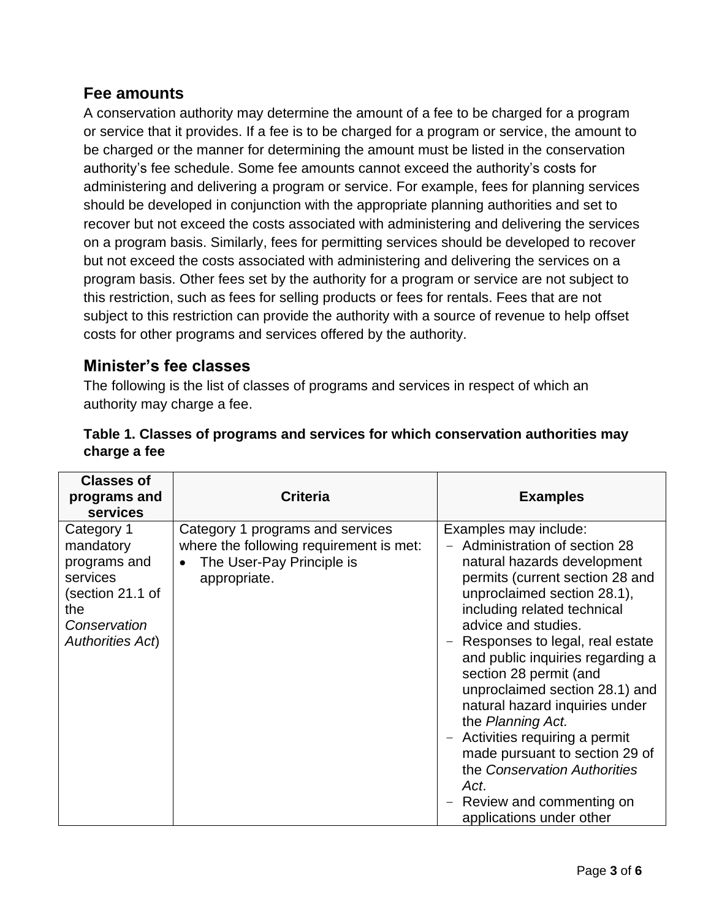## Fee amounts

A conservation authority may determine the amount of a fee to be charged for a program or service that it provides. If a fee is to be charged for a program or service, the amount to be charged or the manner for determining the amount must be listed in the conservation authority's fee schedule. Some fee amounts cannot exceed the authority's costs for administering and delivering a program or service. For example, fees for planning services should be developed in conjunction with the appropriate planning authorities and set to recover but not exceed the costs associated with administering and delivering the services on a program basis. Similarly, fees for permitting services should be developed to recover but not exceed the costs associated with administering and delivering the services on a program basis. Other fees set by the authority for a program or service are not subject to this restriction, such as fees for selling products or fees for rentals. Fees that are not subject to this restriction can provide the authority with a source of revenue to help offset costs for other programs and services offered by the authority.

## Minister's fee classes

The following is the list of classes of programs and services in respect of which an authority may charge a fee.

**Table 1. Classes of programs and services for which conservation authorities may charge a fee**

| Classes of programs and services | Criteria | Examples |
|---|---|---|
| Category 1 mandatory programs and services (section 21.1 of the *Conservation Authorities Act*) | Category 1 programs and services where the following requirement is met:<br>• The User-Pay Principle is appropriate. | Examples may include:<br>- Administration of section 28 natural hazards development permits (current section 28 and unproclaimed section 28.1), including related technical advice and studies.<br>- Responses to legal, real estate and public inquiries regarding a section 28 permit (and unproclaimed section 28.1) and natural hazard inquiries under the *Planning Act.*<br>- Activities requiring a permit made pursuant to section 29 of the *Conservation Authorities Act*.<br>- Review and commenting on applications under other |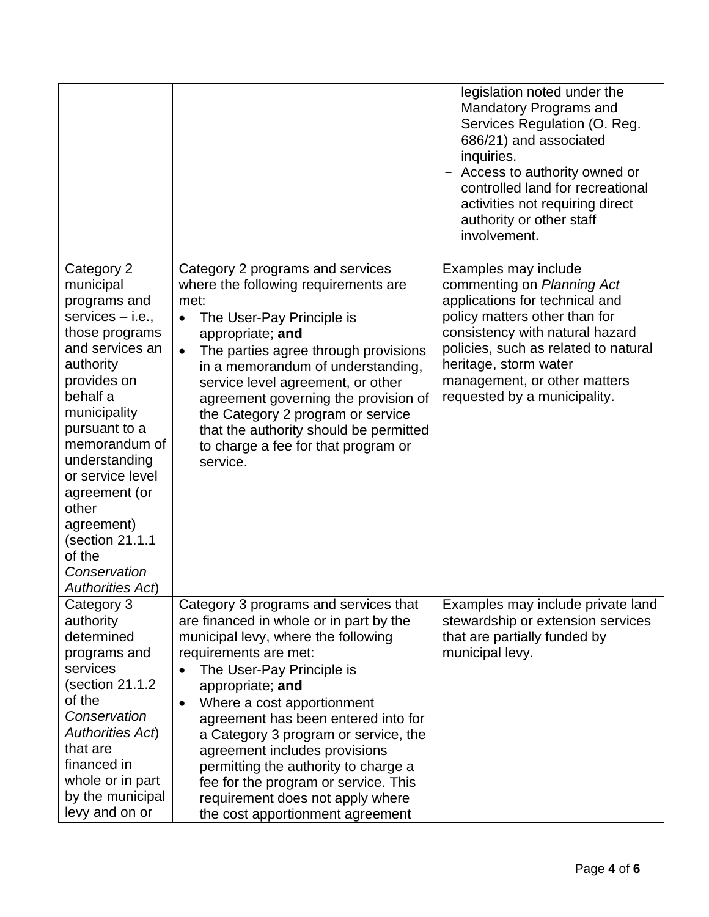| | | |
|---|---|---|
| | | legislation noted under the Mandatory Programs and Services Regulation (O. Reg. 686/21) and associated inquiries.<br>- Access to authority owned or controlled land for recreational activities not requiring direct authority or other staff involvement. |
| Category 2 municipal programs and services – i.e., those programs and services an authority provides on behalf a municipality pursuant to a memorandum of understanding or service level agreement (or other agreement) (section 21.1.1 of the *Conservation Authorities Act*) | Category 2 programs and services where the following requirements are met:<br>• The User-Pay Principle is appropriate; **and**<br>• The parties agree through provisions in a memorandum of understanding, service level agreement, or other agreement governing the provision of the Category 2 program or service that the authority should be permitted to charge a fee for that program or service. | Examples may include commenting on *Planning Act* applications for technical and policy matters other than for consistency with natural hazard policies, such as related to natural heritage, storm water management, or other matters requested by a municipality. |
| Category 3 authority determined programs and services (section 21.1.2 of the *Conservation Authorities Act*) that are financed in whole or in part by the municipal levy and on or | Category 3 programs and services that are financed in whole or in part by the municipal levy, where the following requirements are met:<br>• The User-Pay Principle is appropriate; **and**<br>• Where a cost apportionment agreement has been entered into for a Category 3 program or service, the agreement includes provisions permitting the authority to charge a fee for the program or service. This requirement does not apply where the cost apportionment agreement | Examples may include private land stewardship or extension services that are partially funded by municipal levy. |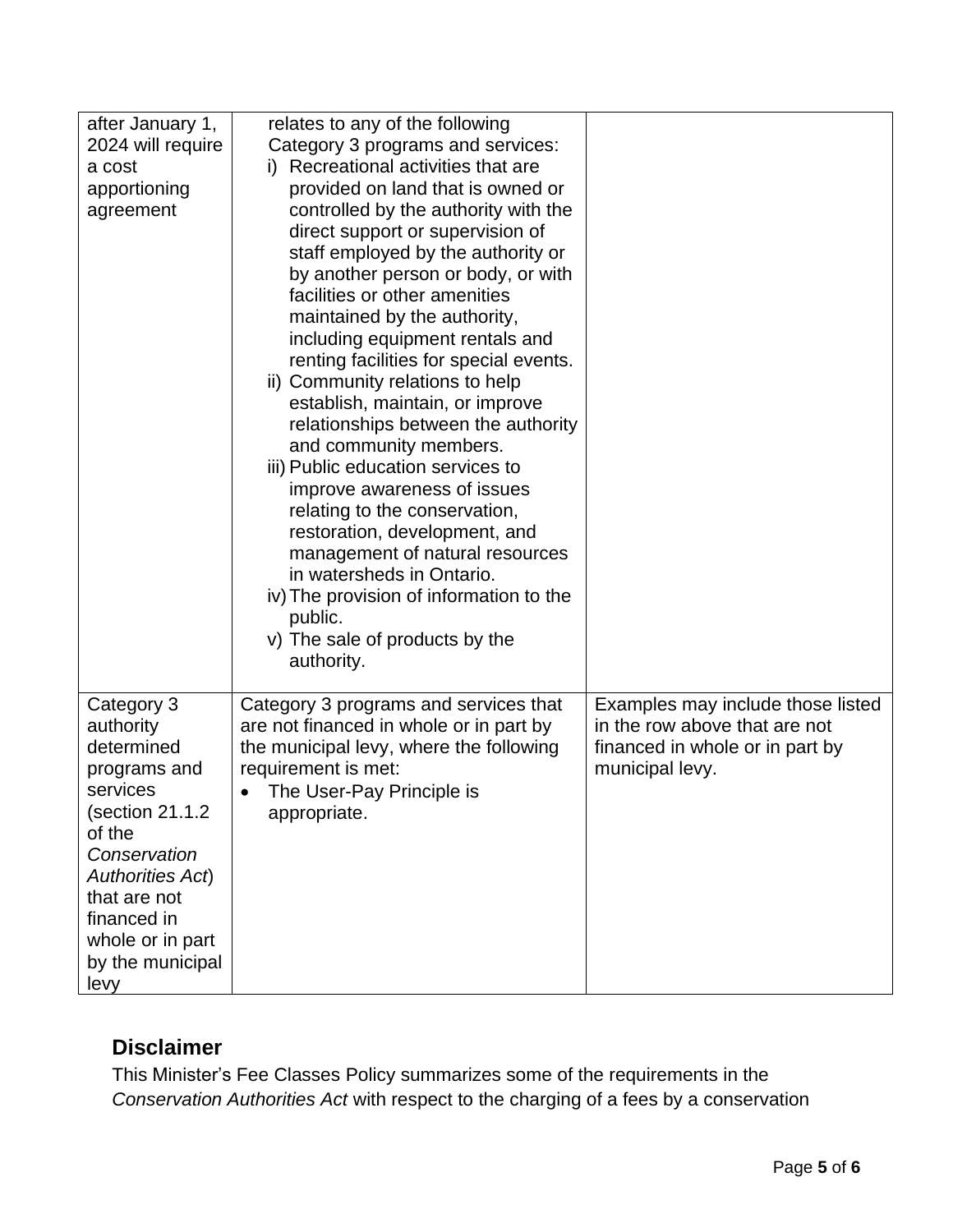| | | |
|---|---|---|
| after January 1, 2024 will require a cost apportioning agreement | relates to any of the following Category 3 programs and services: i) Recreational activities that are provided on land that is owned or controlled by the authority with the direct support or supervision of staff employed by the authority or by another person or body, or with facilities or other amenities maintained by the authority, including equipment rentals and renting facilities for special events. ii) Community relations to help establish, maintain, or improve relationships between the authority and community members. iii) Public education services to improve awareness of issues relating to the conservation, restoration, development, and management of natural resources in watersheds in Ontario. iv) The provision of information to the public. v) The sale of products by the authority. | |
| Category 3 authority determined programs and services (section 21.1.2 of the *Conservation Authorities Act*) that are not financed in whole or in part by the municipal levy | Category 3 programs and services that are not financed in whole or in part by the municipal levy, where the following requirement is met: • The User-Pay Principle is appropriate. | Examples may include those listed in the row above that are not financed in whole or in part by municipal levy. |

## Disclaimer

This Minister's Fee Classes Policy summarizes some of the requirements in the *Conservation Authorities Act* with respect to the charging of a fees by a conservation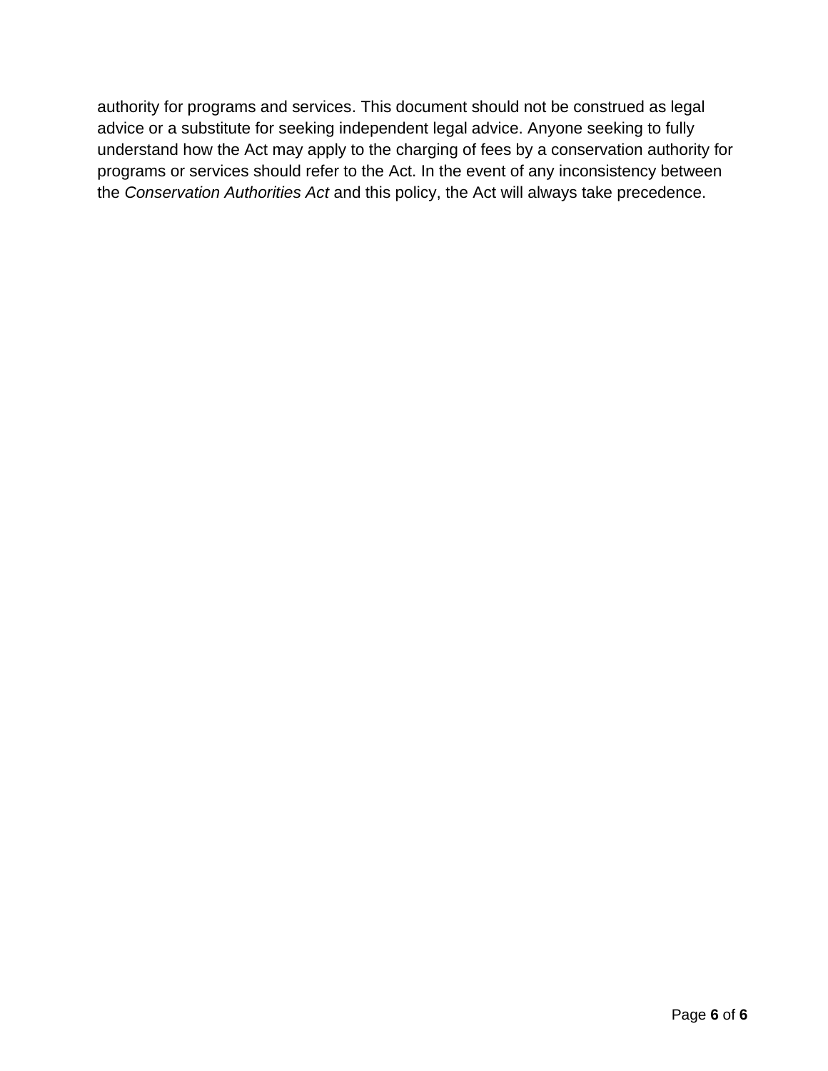authority for programs and services. This document should not be construed as legal advice or a substitute for seeking independent legal advice. Anyone seeking to fully understand how the Act may apply to the charging of fees by a conservation authority for programs or services should refer to the Act. In the event of any inconsistency between the *Conservation Authorities Act* and this policy, the Act will always take precedence.